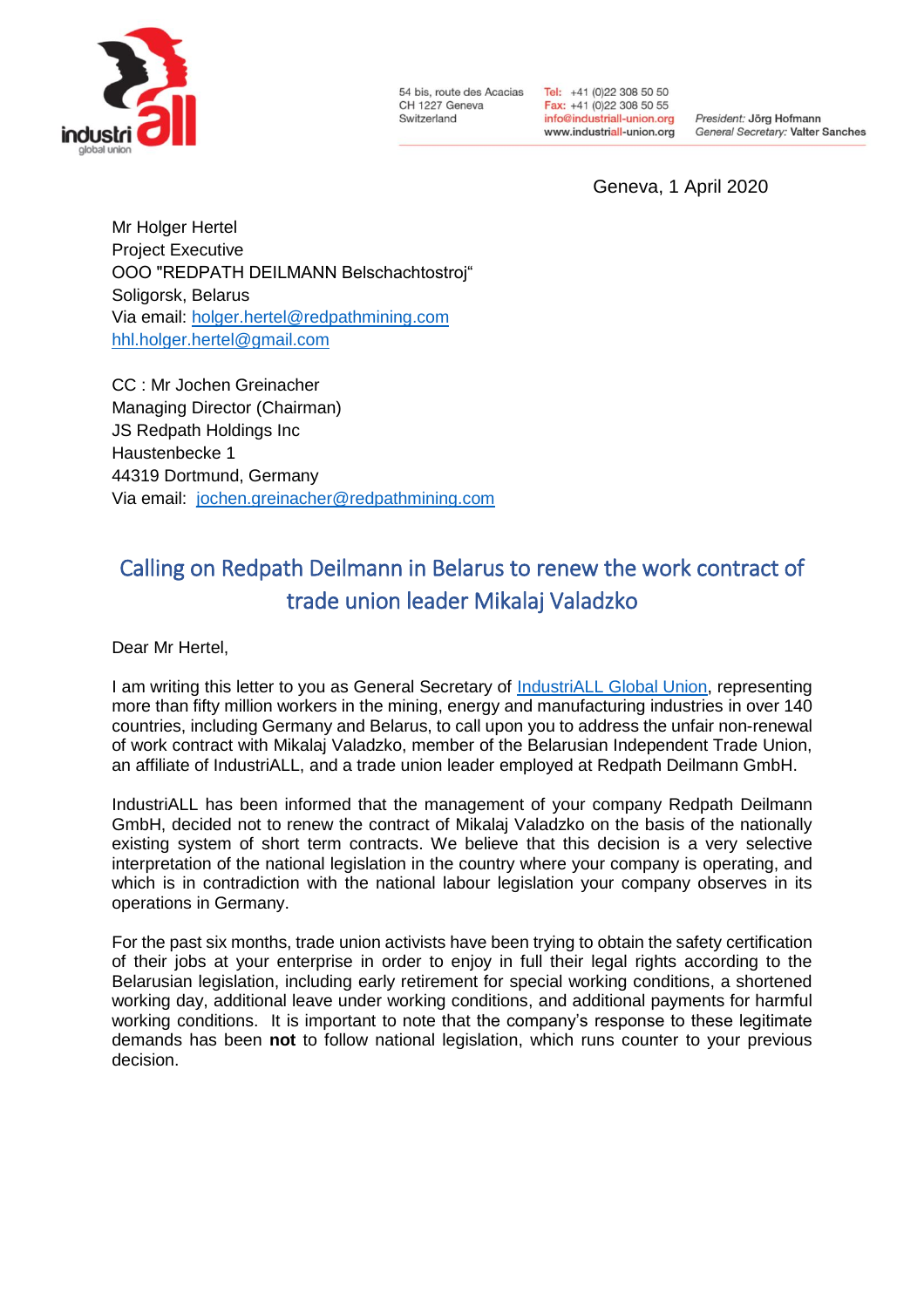54 bis, route des Acacias
CH 1227 Geneva
Switzerland

Tel: +41 (0)22 308 50 50
Fax: +41 (0)22 308 50 55
info@industriall-union.org
www.industriall-union.org

*President:* Jörg Hofmann
*General Secretary:* Valter Sanches

Geneva, 1 April 2020

Mr Holger Hertel
Project Executive
OOO "REDPATH DEILMANN Belschachtostroj"
Soligorsk, Belarus
Via email: holger.hertel@redpathmining.com
hhl.holger.hertel@gmail.com

CC : Mr Jochen Greinacher
Managing Director (Chairman)
JS Redpath Holdings Inc
Haustenbecke 1
44319 Dortmund, Germany
Via email: jochen.greinacher@redpathmining.com

## Calling on Redpath Deilmann in Belarus to renew the work contract of trade union leader Mikalaj Valadzko

Dear Mr Hertel,

I am writing this letter to you as General Secretary of IndustriALL Global Union, representing more than fifty million workers in the mining, energy and manufacturing industries in over 140 countries, including Germany and Belarus, to call upon you to address the unfair non-renewal of work contract with Mikalaj Valadzko, member of the Belarusian Independent Trade Union, an affiliate of IndustriALL, and a trade union leader employed at Redpath Deilmann GmbH.

IndustriALL has been informed that the management of your company Redpath Deilmann GmbH, decided not to renew the contract of Mikalaj Valadzko on the basis of the nationally existing system of short term contracts. We believe that this decision is a very selective interpretation of the national legislation in the country where your company is operating, and which is in contradiction with the national labour legislation your company observes in its operations in Germany.

For the past six months, trade union activists have been trying to obtain the safety certification of their jobs at your enterprise in order to enjoy in full their legal rights according to the Belarusian legislation, including early retirement for special working conditions, a shortened working day, additional leave under working conditions, and additional payments for harmful working conditions. It is important to note that the company's response to these legitimate demands has been **not** to follow national legislation, which runs counter to your previous decision.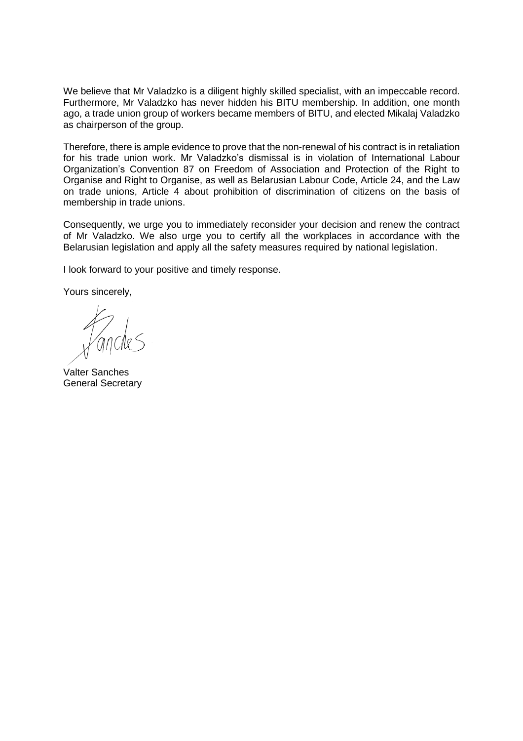We believe that Mr Valadzko is a diligent highly skilled specialist, with an impeccable record. Furthermore, Mr Valadzko has never hidden his BITU membership. In addition, one month ago, a trade union group of workers became members of BITU, and elected Mikalaj Valadzko as chairperson of the group.

Therefore, there is ample evidence to prove that the non-renewal of his contract is in retaliation for his trade union work. Mr Valadzko's dismissal is in violation of International Labour Organization's Convention 87 on Freedom of Association and Protection of the Right to Organise and Right to Organise, as well as Belarusian Labour Code, Article 24, and the Law on trade unions, Article 4 about prohibition of discrimination of citizens on the basis of membership in trade unions.

Consequently, we urge you to immediately reconsider your decision and renew the contract of Mr Valadzko. We also urge you to certify all the workplaces in accordance with the Belarusian legislation and apply all the safety measures required by national legislation.

I look forward to your positive and timely response.

Yours sincerely,

Valter Sanches
General Secretary